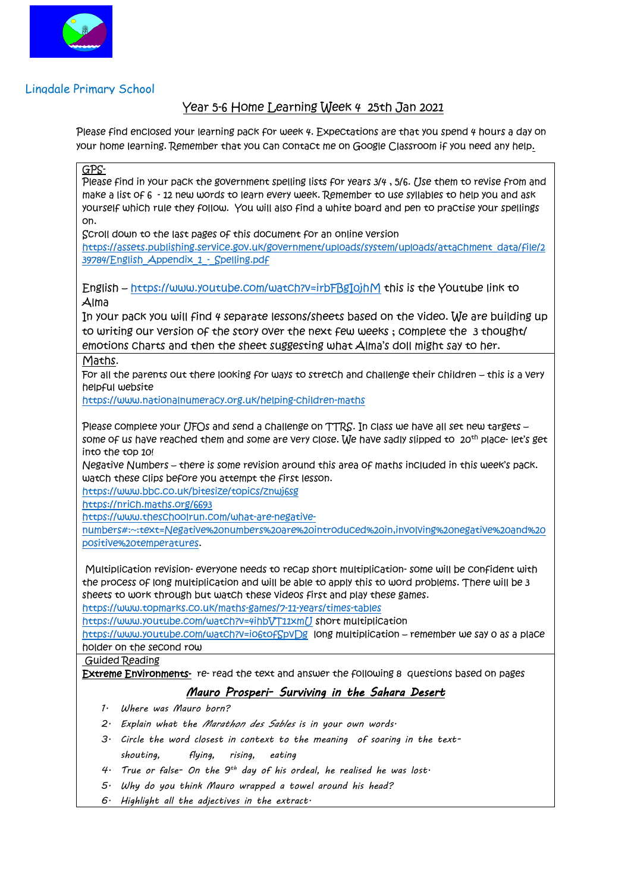Lingdale Primary School

## Year 5-6 Home Learning Week 4 25th Jan 2021

Please find enclosed your learning pack for week 4. Expectations are that you spend 4 hours a day on your home learning. Remember that you can contact me on Google Classroom if you need any help.

GPS-

Please find in your pack the government spelling lists for years 3/4 , 5/6. Use them to revise from and make a list of 6 - 12 new words to learn every week. Remember to use syllables to help you and ask yourself which rule they follow. You will also find a white board and pen to practise your spellings on.

Scroll down to the last pages of this document for an online version
https://assets.publishing.service.gov.uk/government/uploads/system/uploads/attachment_data/file/239784/English_Appendix_1_-_Spelling.pdf

English – https://www.youtube.com/watch?v=irbFBgIojhM this is the Youtube link to Alma

In your pack you will find 4 separate lessons/sheets based on the video. We are building up to writing our version of the story over the next few weeks ; complete the 3 thought/ emotions charts and then the sheet suggesting what Alma's doll might say to her.

Maths.

For all the parents out there looking for ways to stretch and challenge their children – this is a very helpful website
https://www.nationalnumeracy.org.uk/helping-children-maths

Please complete your UFOs and send a challenge on TTRS. In class we have all set new targets – some of us have reached them and some are very close. We have sadly slipped to 20th place- let's get into the top 10!

Negative Numbers – there is some revision around this area of maths included in this week's pack. watch these clips before you attempt the first lesson.
https://www.bbc.co.uk/bitesize/topics/znwj6sg
https://nrich.maths.org/6693
https://www.theschoolrun.com/what-are-negative-numbers#:~:text=Negative%20numbers%20are%20introduced%20in,involving%20negative%20and%20positive%20temperatures.

Multiplication revision- everyone needs to recap short multiplication- some will be confident with the process of long multiplication and will be able to apply this to word problems. There will be 3 sheets to work through but watch these videos first and play these games.
https://www.topmarks.co.uk/maths-games/7-11-years/times-tables
https://www.youtube.com/watch?v=4ihbVT11xmU short multiplication
https://www.youtube.com/watch?v=io6tofSpvDg long multiplication – remember we say 0 as a place holder on the second row

Guided Reading

**Extreme Environments-** re- read the text and answer the following 8 questions based on pages

***Mauro Prosperi- Surviving in the Sahara Desert***

1. *Where was Mauro born?*
2. *Explain what the Marathon des Sables is in your own words.*
3. *Circle the word closest in context to the meaning of soaring in the text-*
   *shouting, flying, rising, eating*
4. *True or false- On the 9th day of his ordeal, he realised he was lost.*
5. *Why do you think Mauro wrapped a towel around his head?*
6. *Highlight all the adjectives in the extract.*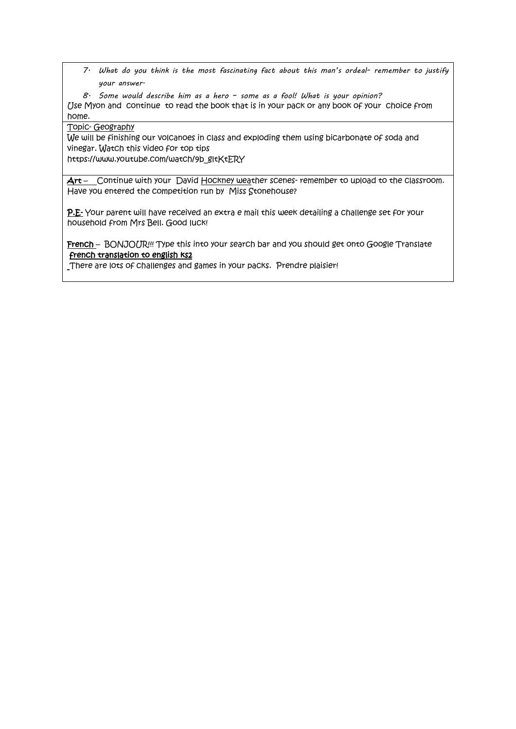7. *What do you think is the most fascinating fact about this man's ordeal- remember to justify your answer.*
8. *Some would describe him as a hero – some as a fool! What is your opinion?*

Use Myon and continue to read the book that is in your pack or any book of your choice from home.

Topic- Geography

We will be finishing our volcanoes in class and exploding them using bicarbonate of soda and vinegar. Watch this video for top tips
https://www.youtube.com/watch/9b_gltKtERY

**Art** – Continue with your David Hockney weather scenes- remember to upload to the classroom. Have you entered the competition run by Miss Stonehouse?

**P.E-** Your parent will have received an extra e mail this week detailing a challenge set for your household from Mrs Bell. Good luck!

**French** – BONJOUR!!! Type this into your search bar and you should get onto Google Translate
**french translation to english ks2**

There are lots of challenges and games in your packs. Prendre plaisier!